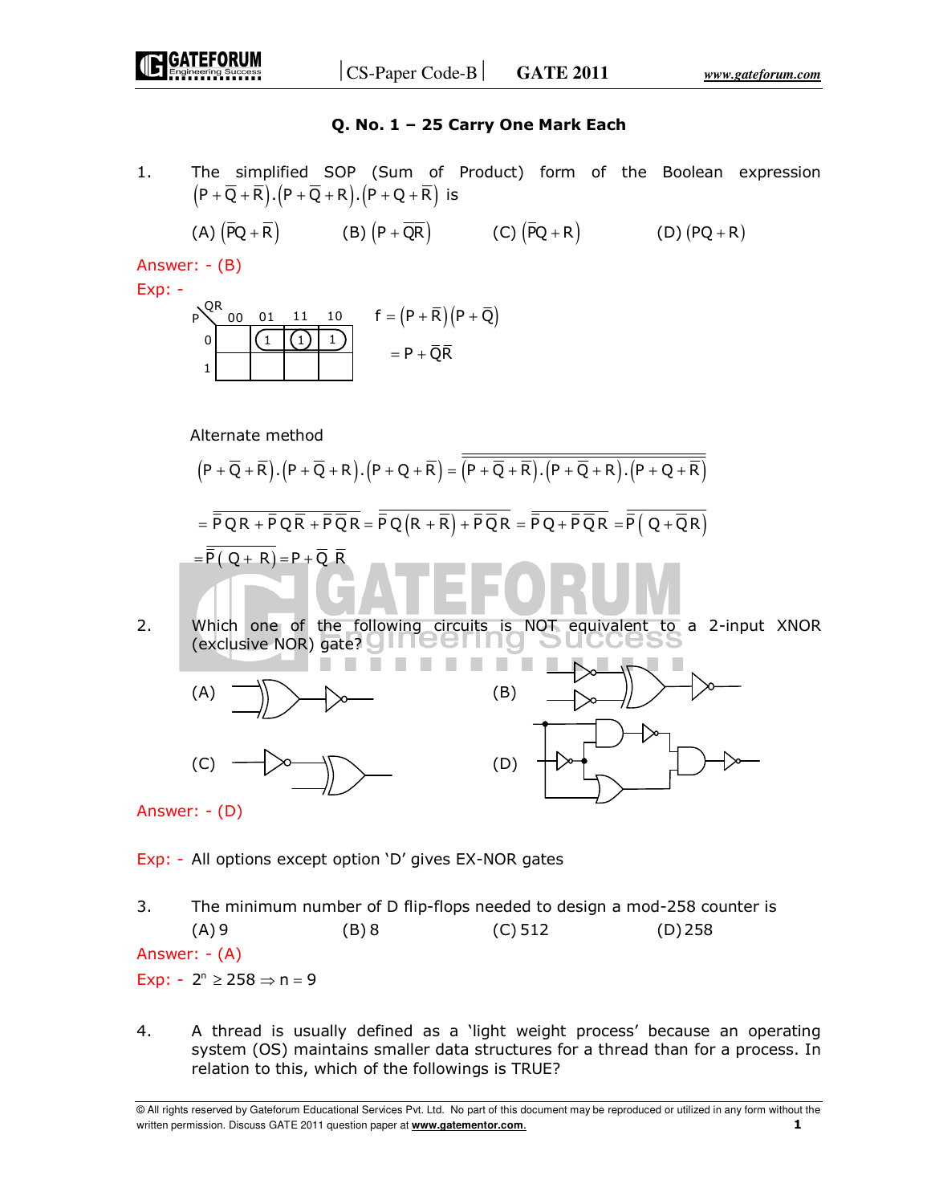## Q. No. 1 – 25 Carry One Mark Each

1. The simplified SOP (Sum of Product) form of the Boolean expression $\left(P+\bar{Q}+\bar{R}\right).\left(P+\bar{Q}+R\right).\left(P+Q+\bar{R}\right)$ is

   (A) $\left(\bar{P}Q+\bar{R}\right)$ (B) $\left(P+\bar{Q}\bar{R}\right)$ (C) $\left(\bar{P}Q+R\right)$ (D) $\left(PQ+R\right)$

Answer: - (B)

Exp: -

| P \ QR | 00 | 01 | 11 | 10 |
|---|---|---|---|---|
| 0 | | 1 | 1 | 1 |
| 1 | | | | |

$$f=\left(P+\bar{R}\right)\left(P+\bar{Q}\right)$$
$$=P+\bar{Q}\bar{R}$$

Alternate method

$$\left(P+\bar{Q}+\bar{R}\right).\left(P+\bar{Q}+R\right).\left(P+Q+\bar{R}\right)=\overline{\overline{\left(P+\bar{Q}+\bar{R}\right).\left(P+\bar{Q}+R\right).\left(P+Q+\bar{R}\right)}}$$

$$=\overline{\bar{P}QR+\bar{P}Q\bar{R}+\bar{P}\bar{Q}R}=\overline{\bar{P}Q\left(R+\bar{R}\right)+\bar{P}\bar{Q}R}=\overline{\bar{P}Q+\bar{P}\bar{Q}R}=\overline{\bar{P}\left(Q+\bar{Q}R\right)}$$

$$=\overline{\bar{P}\left(Q+R\right)}=P+\bar{Q}\ \bar{R}$$

2. Which one of the following circuits is NOT equivalent to a 2-input XNOR (exclusive NOR) gate?

   (A) [XOR gate followed by NOT gate]
   (B) [Both inputs inverted, fed to XOR gate, followed by NOT gate]
   (C) [One input inverted, fed to XOR gate]
   (D) [Circuit of AND gates, OR gate and NOT gates]

Answer: - (D)

Exp: - All options except option 'D' gives EX-NOR gates

3. The minimum number of D flip-flops needed to design a mod-258 counter is

   (A) 9 (B) 8 (C) 512 (D) 258

Answer: - (A)

Exp: - $2^n \geq 258 \Rightarrow n=9$

4. A thread is usually defined as a 'light weight process' because an operating system (OS) maintains smaller data structures for a thread than for a process. In relation to this, which of the followings is TRUE?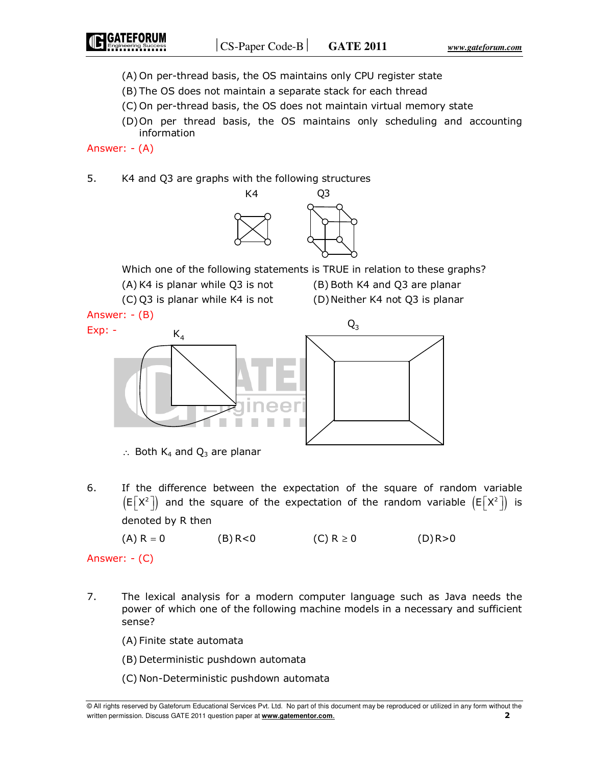(A) On per-thread basis, the OS maintains only CPU register state

(B) The OS does not maintain a separate stack for each thread

(C) On per-thread basis, the OS does not maintain virtual memory state

(D) On per thread basis, the OS maintains only scheduling and accounting information

Answer: - (A)

5. K4 and Q3 are graphs with the following structures

Which one of the following statements is TRUE in relation to these graphs?

(A) K4 is planar while Q3 is not  (B) Both K4 and Q3 are planar

(C) Q3 is planar while K4 is not  (D) Neither K4 not Q3 is planar

Answer: - (B)

Exp: -

$\therefore$ Both $K_4$ and $Q_3$ are planar

6. If the difference between the expectation of the square of random variable $\left(E\left[X^2\right]\right)$ and the square of the expectation of the random variable $\left(E\left[X^2\right]\right)$ is denoted by R then

(A) $R = 0$  (B) $R<0$  (C) $R \geq 0$  (D) $R>0$

Answer: - (C)

7. The lexical analysis for a modern computer language such as Java needs the power of which one of the following machine models in a necessary and sufficient sense?

(A) Finite state automata

(B) Deterministic pushdown automata

(C) Non-Deterministic pushdown automata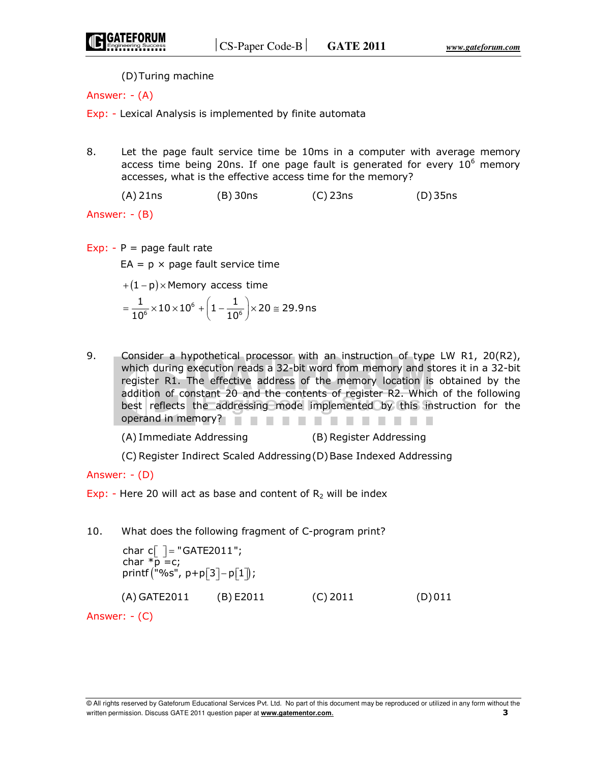(D) Turing machine

Answer: - (A)

Exp: - Lexical Analysis is implemented by finite automata

8. Let the page fault service time be 10ms in a computer with average memory access time being 20ns. If one page fault is generated for every $10^6$ memory accesses, what is the effective access time for the memory?

   (A) 21ns (B) 30ns (C) 23ns (D) 35ns

Answer: - (B)

Exp: - P = page fault rate

EA = p × page fault service time

$+(1-p)\times$ Memory access time

$$= \frac{1}{10^6}\times 10\times 10^6 + \left(1-\frac{1}{10^6}\right)\times 20 \cong 29.9\,\text{ns}$$

9. Consider a hypothetical processor with an instruction of type LW R1, 20(R2), which during execution reads a 32-bit word from memory and stores it in a 32-bit register R1. The effective address of the memory location is obtained by the addition of constant 20 and the contents of register R2. Which of the following best reflects the addressing mode implemented by this instruction for the operand in memory?

   (A) Immediate Addressing (B) Register Addressing

   (C) Register Indirect Scaled Addressing (D) Base Indexed Addressing

Answer: - (D)

Exp: - Here 20 will act as base and content of $R_2$ will be index

10. What does the following fragment of C-program print?

```
char c[ ] = "GATE2011";
char *p =c;
printf("%s", p+p[3]−p[1]);
```

   (A) GATE2011 (B) E2011 (C) 2011 (D) 011

Answer: - (C)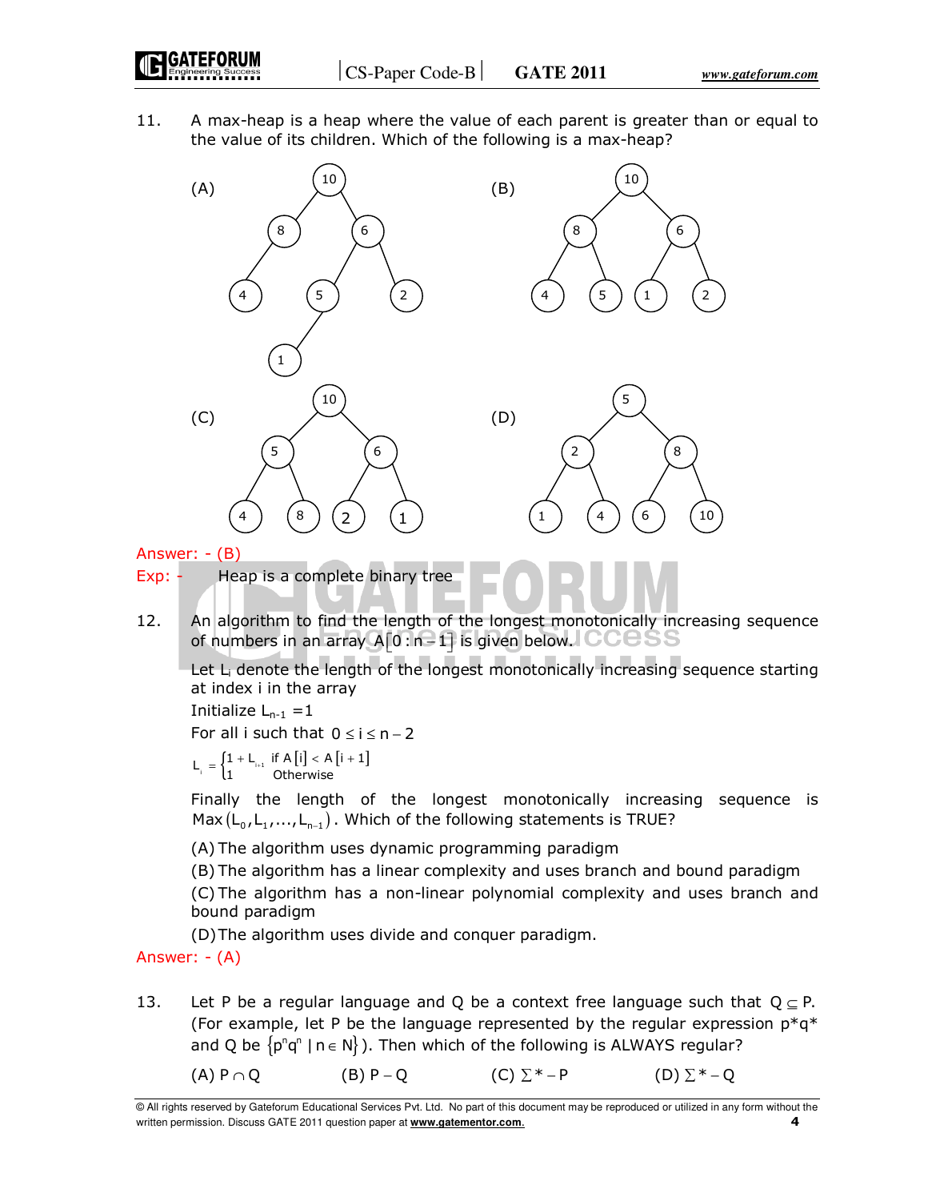11. A max-heap is a heap where the value of each parent is greater than or equal to the value of its children. Which of the following is a max-heap?

(A) (B) (C) (D)

Answer: - (B)

Exp: - Heap is a complete binary tree

12. An algorithm to find the length of the longest monotonically increasing sequence of numbers in an array $A[0:n-1]$ is given below.

Let $L_i$ denote the length of the longest monotonically increasing sequence starting at index i in the array

Initialize $L_{n-1} = 1$

For all i such that $0 \le i \le n-2$

$$L_i = \begin{cases} 1 + L_{i+1} & \text{if } A[i] < A[i+1] \\ 1 & \text{Otherwise} \end{cases}$$

Finally the length of the longest monotonically increasing sequence is $\text{Max}(L_0, L_1, \ldots, L_{n-1})$. Which of the following statements is TRUE?

(A) The algorithm uses dynamic programming paradigm

(B) The algorithm has a linear complexity and uses branch and bound paradigm

(C) The algorithm has a non-linear polynomial complexity and uses branch and bound paradigm

(D) The algorithm uses divide and conquer paradigm.

Answer: - (A)

13. Let P be a regular language and Q be a context free language such that $Q \subseteq P$. (For example, let P be the language represented by the regular expression $p^*q^*$ and Q be $\{p^n q^n \mid n \in N\}$). Then which of the following is ALWAYS regular?

(A) $P \cap Q$ (B) $P - Q$ (C) $\Sigma^* - P$ (D) $\Sigma^* - Q$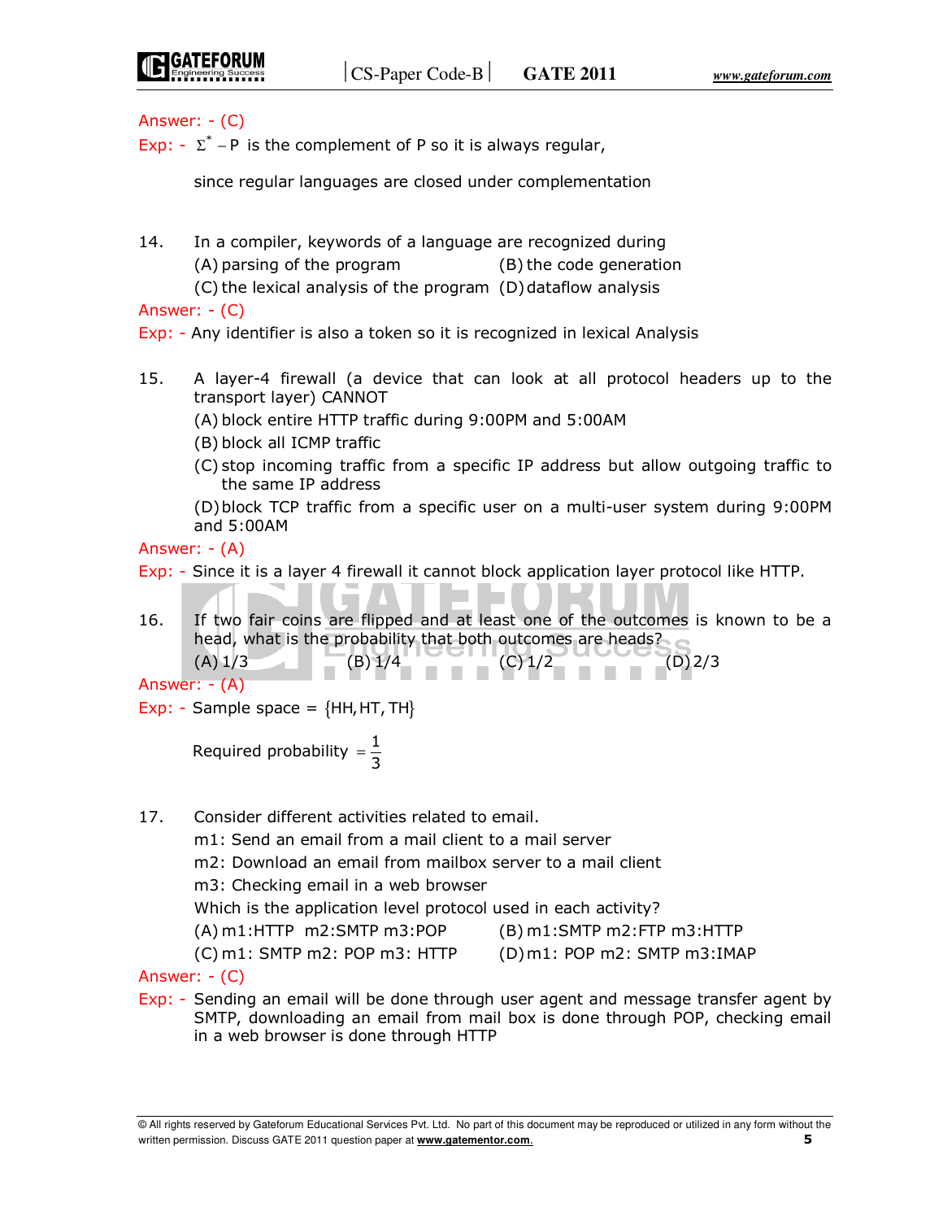Answer: - (C)

Exp: - $\Sigma^* - P$ is the complement of P so it is always regular,

since regular languages are closed under complementation

14. In a compiler, keywords of a language are recognized during
    (A) parsing of the program (B) the code generation
    (C) the lexical analysis of the program (D) dataflow analysis

Answer: - (C)

Exp: - Any identifier is also a token so it is recognized in lexical Analysis

15. A layer-4 firewall (a device that can look at all protocol headers up to the transport layer) CANNOT
    (A) block entire HTTP traffic during 9:00PM and 5:00AM
    (B) block all ICMP traffic
    (C) stop incoming traffic from a specific IP address but allow outgoing traffic to the same IP address
    (D) block TCP traffic from a specific user on a multi-user system during 9:00PM and 5:00AM

Answer: - (A)

Exp: - Since it is a layer 4 firewall it cannot block application layer protocol like HTTP.

16. If two fair coins are flipped and at least one of the outcomes is known to be a head, what is the probability that both outcomes are heads?
    (A) 1/3 (B) 1/4 (C) 1/2 (D) 2/3

Answer: - (A)

Exp: - Sample space = $\{HH, HT, TH\}$

Required probability $= \dfrac{1}{3}$

17. Consider different activities related to email.
    m1: Send an email from a mail client to a mail server
    m2: Download an email from mailbox server to a mail client
    m3: Checking email in a web browser
    Which is the application level protocol used in each activity?
    (A) m1:HTTP m2:SMTP m3:POP (B) m1:SMTP m2:FTP m3:HTTP
    (C) m1: SMTP m2: POP m3: HTTP (D) m1: POP m2: SMTP m3:IMAP

Answer: - (C)

Exp: - Sending an email will be done through user agent and message transfer agent by SMTP, downloading an email from mail box is done through POP, checking email in a web browser is done through HTTP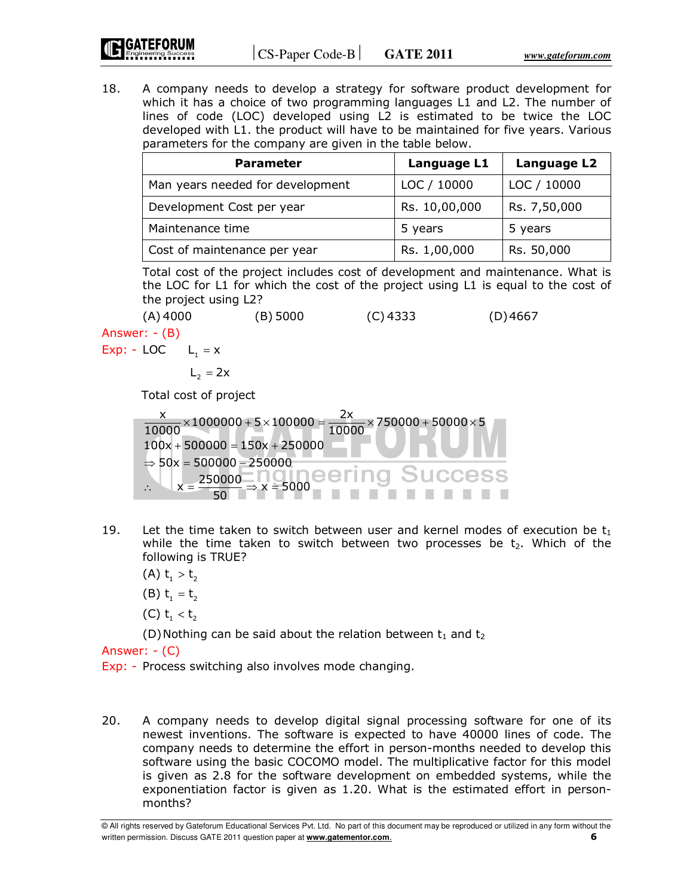18. A company needs to develop a strategy for software product development for which it has a choice of two programming languages L1 and L2. The number of lines of code (LOC) developed using L2 is estimated to be twice the LOC developed with L1. the product will have to be maintained for five years. Various parameters for the company are given in the table below.

| Parameter | Language L1 | Language L2 |
|---|---|---|
| Man years needed for development | LOC / 10000 | LOC / 10000 |
| Development Cost per year | Rs. 10,00,000 | Rs. 7,50,000 |
| Maintenance time | 5 years | 5 years |
| Cost of maintenance per year | Rs. 1,00,000 | Rs. 50,000 |

Total cost of the project includes cost of development and maintenance. What is the LOC for L1 for which the cost of the project using L1 is equal to the cost of the project using L2?

(A) 4000 (B) 5000 (C) 4333 (D) 4667

Answer: - (B)

Exp: - LOC $L_1 = x$

$L_2 = 2x$

Total cost of project

$$\frac{x}{10000} \times 1000000 + 5 \times 100000 = \frac{2x}{10000} \times 750000 + 50000 \times 5$$

$$100x + 500000 = 150x + 250000$$

$$\Rightarrow 50x = 500000 - 250000$$

$$\therefore \quad x = \frac{250000}{50} \Rightarrow x = 5000$$

19. Let the time taken to switch between user and kernel modes of execution be $t_1$ while the time taken to switch between two processes be $t_2$. Which of the following is TRUE?

(A) $t_1 > t_2$

(B) $t_1 = t_2$

(C) $t_1 < t_2$

(D) Nothing can be said about the relation between $t_1$ and $t_2$

Answer: - (C)

Exp: - Process switching also involves mode changing.

20. A company needs to develop digital signal processing software for one of its newest inventions. The software is expected to have 40000 lines of code. The company needs to determine the effort in person-months needed to develop this software using the basic COCOMO model. The multiplicative factor for this model is given as 2.8 for the software development on embedded systems, while the exponentiation factor is given as 1.20. What is the estimated effort in person-months?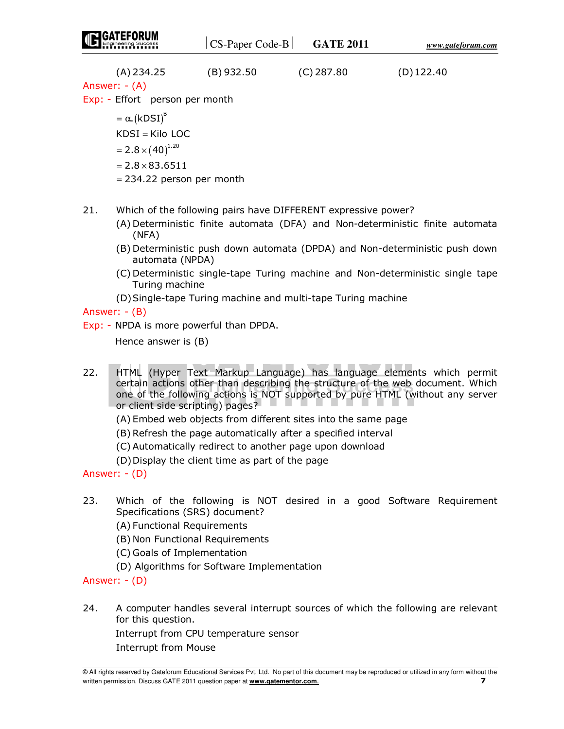(A) 234.25 (B) 932.50 (C) 287.80 (D) 122.40

Answer: - (A)

Exp: - Effort person per month

$= \alpha.(\text{kDSI})^{B}$

KDSI = Kilo LOC

$= 2.8 \times (40)^{1.20}$

$= 2.8 \times 83.6511$

= 234.22 person per month

21. Which of the following pairs have DIFFERENT expressive power?
    (A) Deterministic finite automata (DFA) and Non-deterministic finite automata (NFA)
    (B) Deterministic push down automata (DPDA) and Non-deterministic push down automata (NPDA)
    (C) Deterministic single-tape Turing machine and Non-deterministic single tape Turing machine
    (D) Single-tape Turing machine and multi-tape Turing machine

Answer: - (B)

Exp: - NPDA is more powerful than DPDA.

Hence answer is (B)

22. HTML (Hyper Text Markup Language) has language elements which permit certain actions other than describing the structure of the web document. Which one of the following actions is NOT supported by pure HTML (without any server or client side scripting) pages?
    (A) Embed web objects from different sites into the same page
    (B) Refresh the page automatically after a specified interval
    (C) Automatically redirect to another page upon download
    (D) Display the client time as part of the page

Answer: - (D)

23. Which of the following is NOT desired in a good Software Requirement Specifications (SRS) document?
    (A) Functional Requirements
    (B) Non Functional Requirements
    (C) Goals of Implementation
    (D) Algorithms for Software Implementation

Answer: - (D)

24. A computer handles several interrupt sources of which the following are relevant for this question.

Interrupt from CPU temperature sensor

Interrupt from Mouse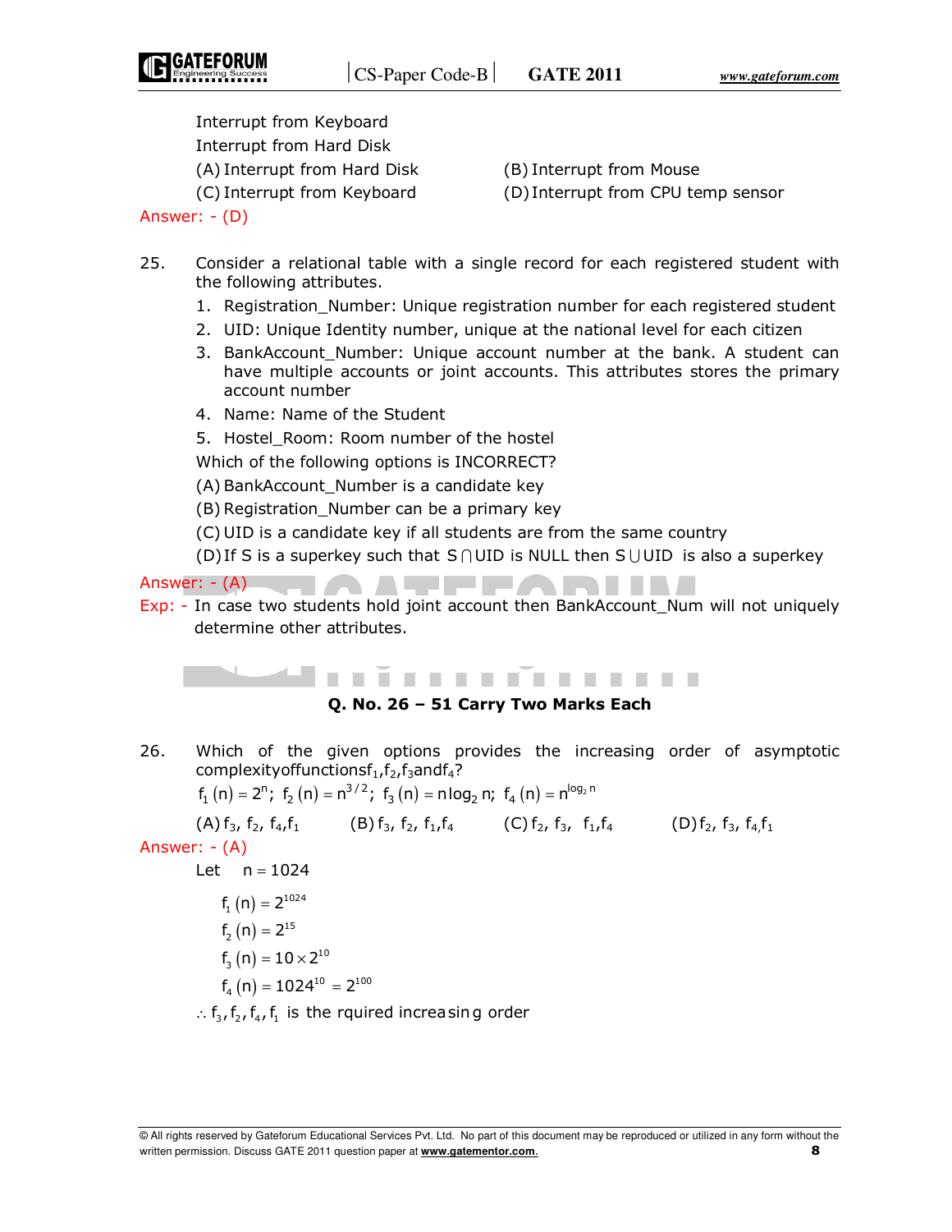Interrupt from Keyboard
Interrupt from Hard Disk

(A) Interrupt from Hard Disk (B) Interrupt from Mouse
(C) Interrupt from Keyboard (D) Interrupt from CPU temp sensor

Answer: - (D)

25. Consider a relational table with a single record for each registered student with the following attributes.

1. Registration_Number: Unique registration number for each registered student
2. UID: Unique Identity number, unique at the national level for each citizen
3. BankAccount_Number: Unique account number at the bank. A student can have multiple accounts or joint accounts. This attributes stores the primary account number
4. Name: Name of the Student
5. Hostel_Room: Room number of the hostel

Which of the following options is INCORRECT?

(A) BankAccount_Number is a candidate key
(B) Registration_Number can be a primary key
(C) UID is a candidate key if all students are from the same country
(D) If S is a superkey such that $S \cap UID$ is NULL then $S \cup UID$ is also a superkey

Answer: - (A)

Exp: - In case two students hold joint account then BankAccount_Num will not uniquely determine other attributes.

**Q. No. 26 – 51 Carry Two Marks Each**

26. Which of the given options provides the increasing order of asymptotic complexity of functions $f_1, f_2, f_3$ and $f_4$?

$f_1(n) = 2^n;\ f_2(n) = n^{3/2};\ f_3(n) = n\log_2 n;\ f_4(n) = n^{\log_2 n}$

(A) $f_3, f_2, f_4, f_1$ (B) $f_3, f_2, f_1, f_4$ (C) $f_2, f_3, f_1, f_4$ (D) $f_2, f_3, f_4, f_1$

Answer: - (A)

Let $n = 1024$

$$f_1(n) = 2^{1024}$$

$$f_2(n) = 2^{15}$$

$$f_3(n) = 10 \times 2^{10}$$

$$f_4(n) = 1024^{10} = 2^{100}$$

$\therefore f_3, f_2, f_4, f_1$ is the rquired increasing order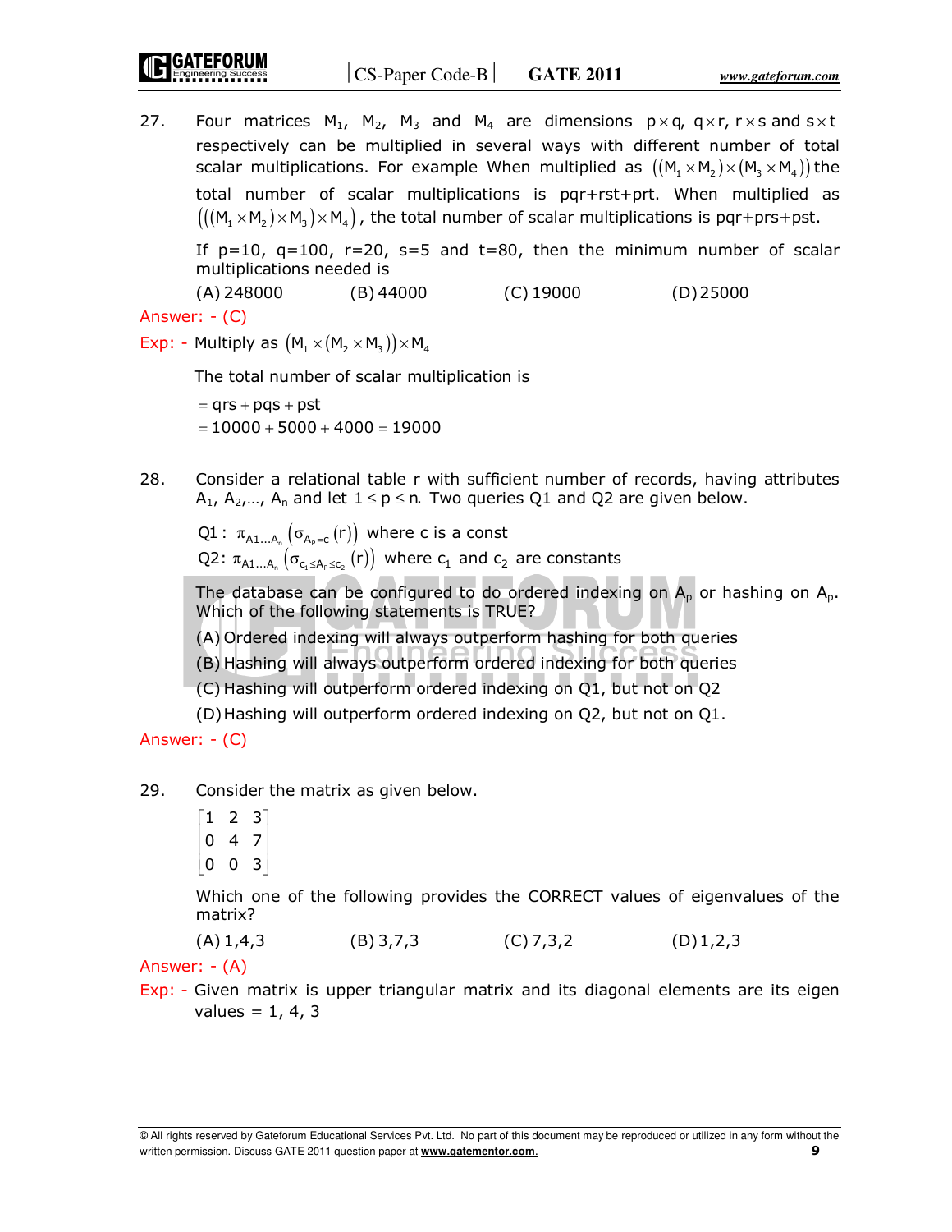27. Four matrices $M_1$, $M_2$, $M_3$ and $M_4$ are dimensions $p \times q$, $q \times r$, $r \times s$ and $s \times t$ respectively can be multiplied in several ways with different number of total scalar multiplications. For example When multiplied as $((M_1 \times M_2) \times (M_3 \times M_4))$ the total number of scalar multiplications is pqr+rst+prt. When multiplied as $(((M_1 \times M_2) \times M_3) \times M_4)$, the total number of scalar multiplications is pqr+prs+pst.

    If p=10, q=100, r=20, s=5 and t=80, then the minimum number of scalar multiplications needed is

    (A) 248000 (B) 44000 (C) 19000 (D) 25000

Answer: - (C)

Exp: - Multiply as $(M_1 \times (M_2 \times M_3)) \times M_4$

The total number of scalar multiplication is

$= qrs + pqs + pst$

$= 10000 + 5000 + 4000 = 19000$

28. Consider a relational table r with sufficient number of records, having attributes $A_1, A_2, \ldots, A_n$ and let $1 \le p \le n$. Two queries Q1 and Q2 are given below.

    Q1 : $\pi_{A1\ldots A_n}\left(\sigma_{A_p = c}(r)\right)$ where c is a const

    Q2: $\pi_{A1\ldots A_n}\left(\sigma_{c_1 \le A_p \le c_2}(r)\right)$ where $c_1$ and $c_2$ are constants

    The database can be configured to do ordered indexing on $A_p$ or hashing on $A_p$. Which of the following statements is TRUE?

    (A) Ordered indexing will always outperform hashing for both queries

    (B) Hashing will always outperform ordered indexing for both queries

    (C) Hashing will outperform ordered indexing on Q1, but not on Q2

    (D) Hashing will outperform ordered indexing on Q2, but not on Q1.

Answer: - (C)

29. Consider the matrix as given below.

$$\begin{bmatrix} 1 & 2 & 3 \\ 0 & 4 & 7 \\ 0 & 0 & 3 \end{bmatrix}$$

    Which one of the following provides the CORRECT values of eigenvalues of the matrix?

    (A) 1,4,3 (B) 3,7,3 (C) 7,3,2 (D) 1,2,3

Answer: - (A)

Exp: - Given matrix is upper triangular matrix and its diagonal elements are its eigen values = 1, 4, 3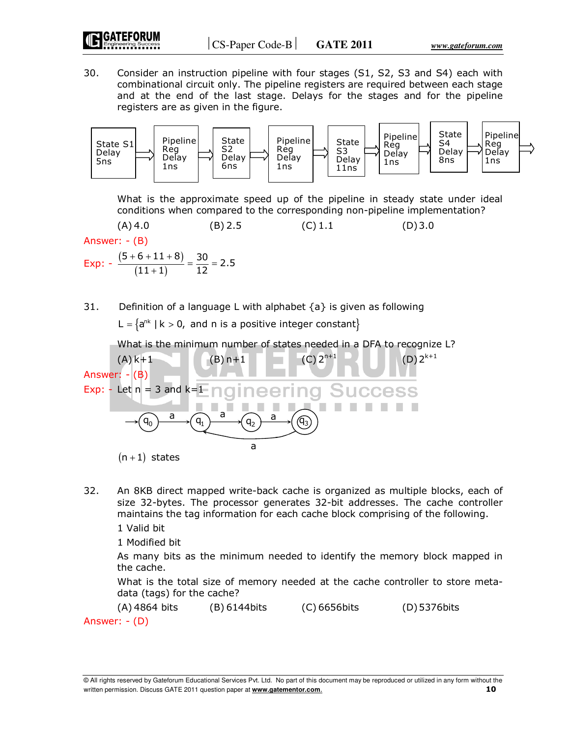30. Consider an instruction pipeline with four stages (S1, S2, S3 and S4) each with combinational circuit only. The pipeline registers are required between each stage and at the end of the last stage. Delays for the stages and for the pipeline registers are as given in the figure.

State S1 Delay 5ns → Pipeline Reg Delay 1ns → State S2 Delay 6ns → Pipeline Reg Delay 1ns → State S3 Delay 11ns → Pipeline Reg Delay 1ns → State S4 Delay 8ns → Pipeline Reg Delay 1ns →

What is the approximate speed up of the pipeline in steady state under ideal conditions when compared to the corresponding non-pipeline implementation?

(A) 4.0 (B) 2.5 (C) 1.1 (D) 3.0

Answer: - (B)

Exp: - $\frac{(5+6+11+8)}{(11+1)} = \frac{30}{12} = 2.5$

31. Definition of a language L with alphabet {a} is given as following

$L = \{a^{nk} \mid k > 0, \text{ and } n \text{ is a positive integer constant}\}$

What is the minimum number of states needed in a DFA to recognize L?

(A) k+1 (B) n+1 (C) $2^{n+1}$ (D) $2^{k+1}$

Answer: - (B)

Exp: - Let n = 3 and k=1

→ $q_0$ —a→ $q_1$ —a→ $q_2$ —a→ (($q_3$)), $q_3$ —a→ $q_1$

$(n+1)$ states

32. An 8KB direct mapped write-back cache is organized as multiple blocks, each of size 32-bytes. The processor generates 32-bit addresses. The cache controller maintains the tag information for each cache block comprising of the following.

1 Valid bit

1 Modified bit

As many bits as the minimum needed to identify the memory block mapped in the cache.

What is the total size of memory needed at the cache controller to store meta-data (tags) for the cache?

(A) 4864 bits (B) 6144bits (C) 6656bits (D) 5376bits

Answer: - (D)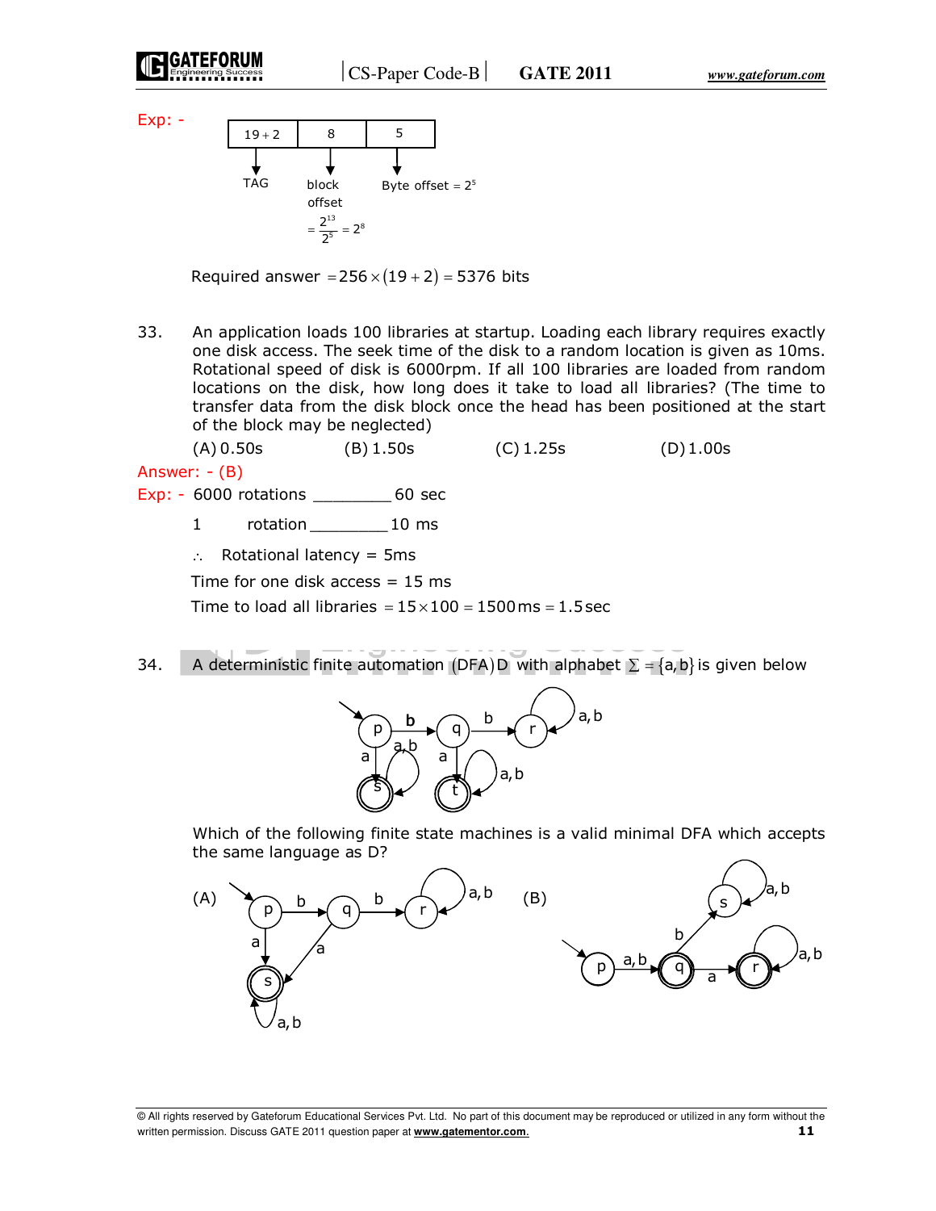Exp: -

| $19+2$ | 8 | 5 |
|---|---|---|
| TAG | block offset $= \frac{2^{13}}{2^5} = 2^8$ | Byte offset $= 2^5$ |

Required answer $= 256 \times (19+2) = 5376$ bits

33. An application loads 100 libraries at startup. Loading each library requires exactly one disk access. The seek time of the disk to a random location is given as 10ms. Rotational speed of disk is 6000rpm. If all 100 libraries are loaded from random locations on the disk, how long does it take to load all libraries? (The time to transfer data from the disk block once the head has been positioned at the start of the block may be neglected)

(A) 0.50s (B) 1.50s (C) 1.25s (D) 1.00s

Answer: - (B)

Exp: - 6000 rotations ________ 60 sec

1 rotation ________ 10 ms

$\therefore$ Rotational latency = 5ms

Time for one disk access = 15 ms

Time to load all libraries $= 15 \times 100 = 1500\,\text{ms} = 1.5\,\text{sec}$

34. A deterministic finite automation (DFA) D with alphabet $\Sigma = \{a, b\}$ is given below

Which of the following finite state machines is a valid minimal DFA which accepts the same language as D?

(A)

(B)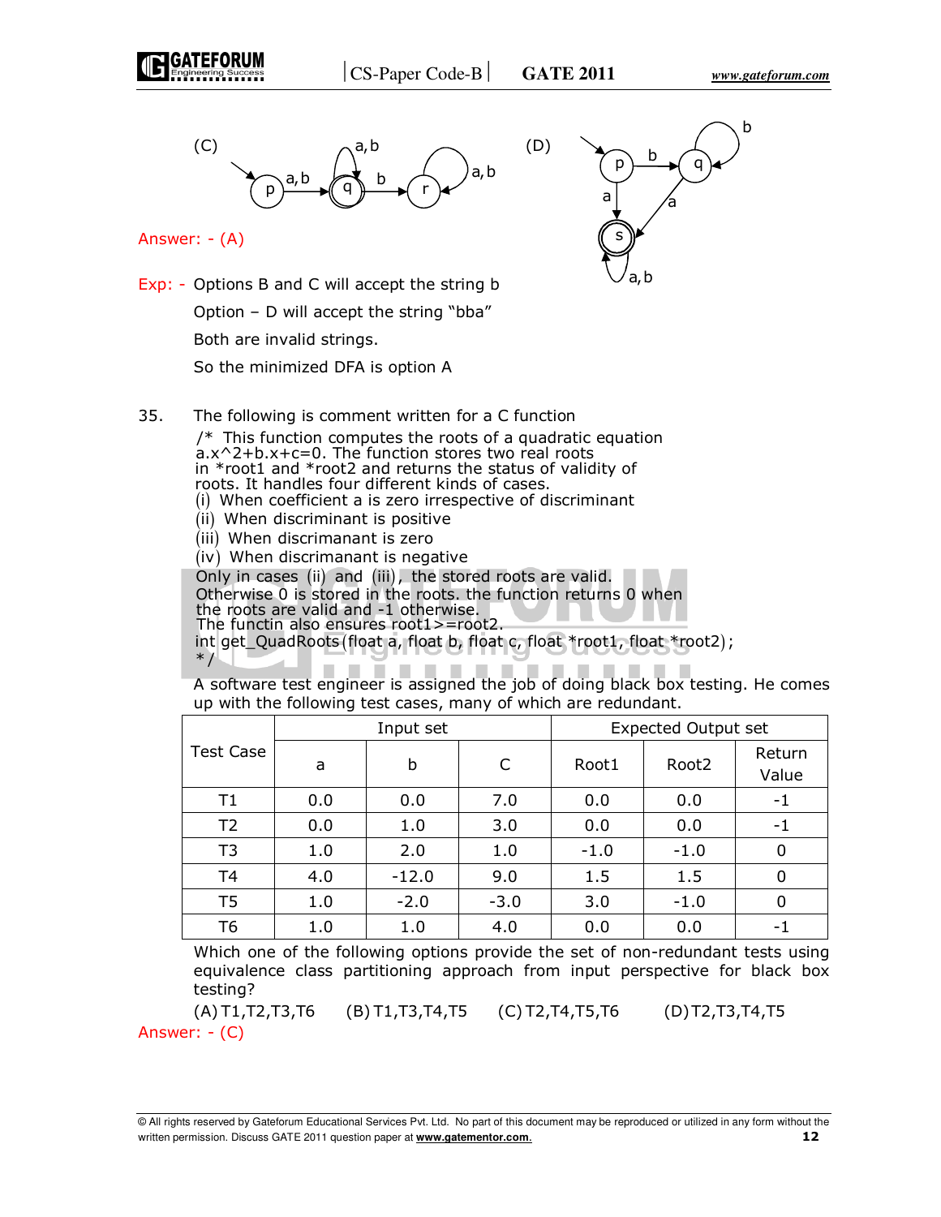(C) (D)

Answer: - (A)

Exp: - Options B and C will accept the string b

Option – D will accept the string "bba"

Both are invalid strings.

So the minimized DFA is option A

35. The following is comment written for a C function

```
/* This function computes the roots of a quadratic equation
a.x^2+b.x+c=0. The function stores two real roots
in *root1 and *root2 and returns the status of validity of
roots. It handles four different kinds of cases.
(i) When coefficient a is zero irrespective of discriminant
(ii) When discriminant is positive
(iii) When discrimanant is zero
(iv) When discrimanant is negative
Only in cases (ii) and (iii), the stored roots are valid.
Otherwise 0 is stored in the roots. the function returns 0 when
the roots are valid and -1 otherwise.
The functin also ensures root1>=root2.
int get_QuadRoots(float a, float b, float c, float *root1, float *root2);
*/
```

A software test engineer is assigned the job of doing black box testing. He comes up with the following test cases, many of which are redundant.

| Test Case | Input set | | | Expected Output set | | |
|---|---|---|---|---|---|---|
| | a | b | C | Root1 | Root2 | Return Value |
| T1 | 0.0 | 0.0 | 7.0 | 0.0 | 0.0 | -1 |
| T2 | 0.0 | 1.0 | 3.0 | 0.0 | 0.0 | -1 |
| T3 | 1.0 | 2.0 | 1.0 | -1.0 | -1.0 | 0 |
| T4 | 4.0 | -12.0 | 9.0 | 1.5 | 1.5 | 0 |
| T5 | 1.0 | -2.0 | -3.0 | 3.0 | -1.0 | 0 |
| T6 | 1.0 | 1.0 | 4.0 | 0.0 | 0.0 | -1 |

Which one of the following options provide the set of non-redundant tests using equivalence class partitioning approach from input perspective for black box testing?

(A) T1,T2,T3,T6 (B) T1,T3,T4,T5 (C) T2,T4,T5,T6 (D) T2,T3,T4,T5

Answer: - (C)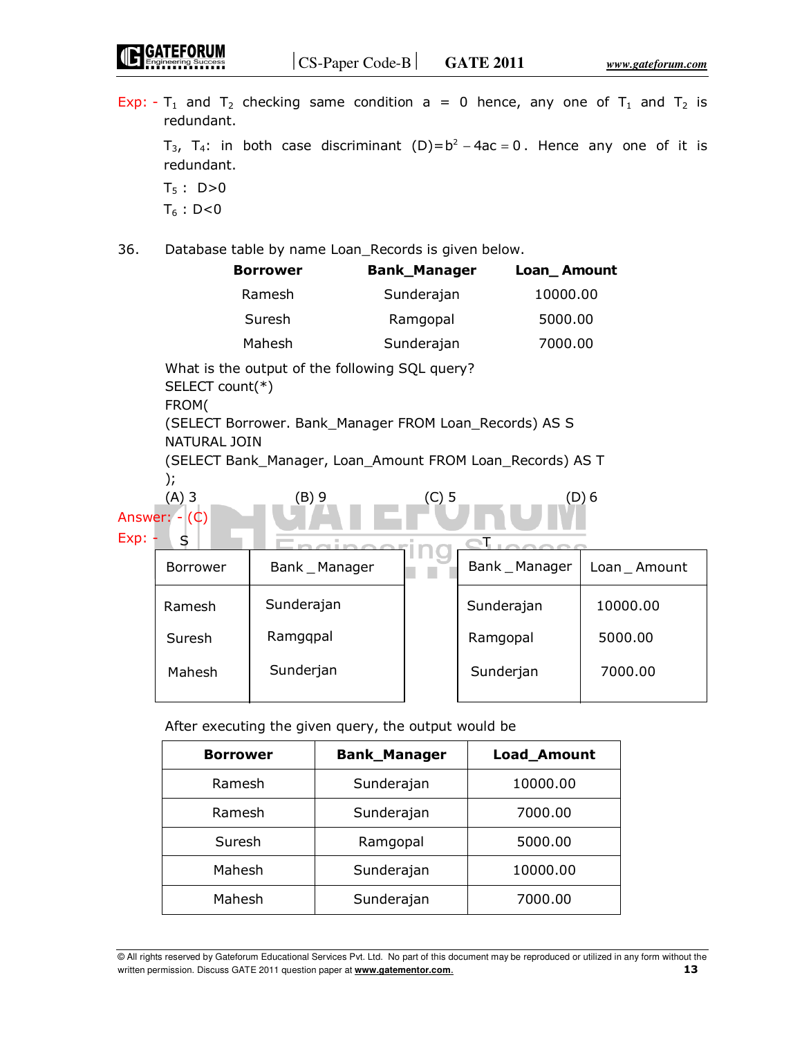Exp: - $T_1$ and $T_2$ checking same condition a = 0 hence, any one of $T_1$ and $T_2$ is redundant.

$T_3$, $T_4$: in both case discriminant $(D) = b^2 - 4ac = 0$. Hence any one of it is redundant.

$T_5$ : D>0

$T_6$ : D<0

36. Database table by name Loan_Records is given below.

| Borrower | Bank_Manager | Loan_ Amount |
|---|---|---|
| Ramesh | Sunderajan | 10000.00 |
| Suresh | Ramgopal | 5000.00 |
| Mahesh | Sunderajan | 7000.00 |

What is the output of the following SQL query?

```
SELECT count(*)
FROM(
(SELECT Borrower. Bank_Manager FROM Loan_Records) AS S
NATURAL JOIN
(SELECT Bank_Manager, Loan_Amount FROM Loan_Records) AS T
);
```

(A) 3 (B) 9 (C) 5 (D) 6

Answer: - (C)

Exp: -

S

| Borrower | Bank _ Manager |
|---|---|
| Ramesh | Sunderajan |
| Suresh | Ramgqpal |
| Mahesh | Sunderjan |

T

| Bank _ Manager | Loan _ Amount |
|---|---|
| Sunderajan | 10000.00 |
| Ramgopal | 5000.00 |
| Sunderjan | 7000.00 |

After executing the given query, the output would be

| Borrower | Bank_Manager | Load_Amount |
|---|---|---|
| Ramesh | Sunderajan | 10000.00 |
| Ramesh | Sunderajan | 7000.00 |
| Suresh | Ramgopal | 5000.00 |
| Mahesh | Sunderajan | 10000.00 |
| Mahesh | Sunderajan | 7000.00 |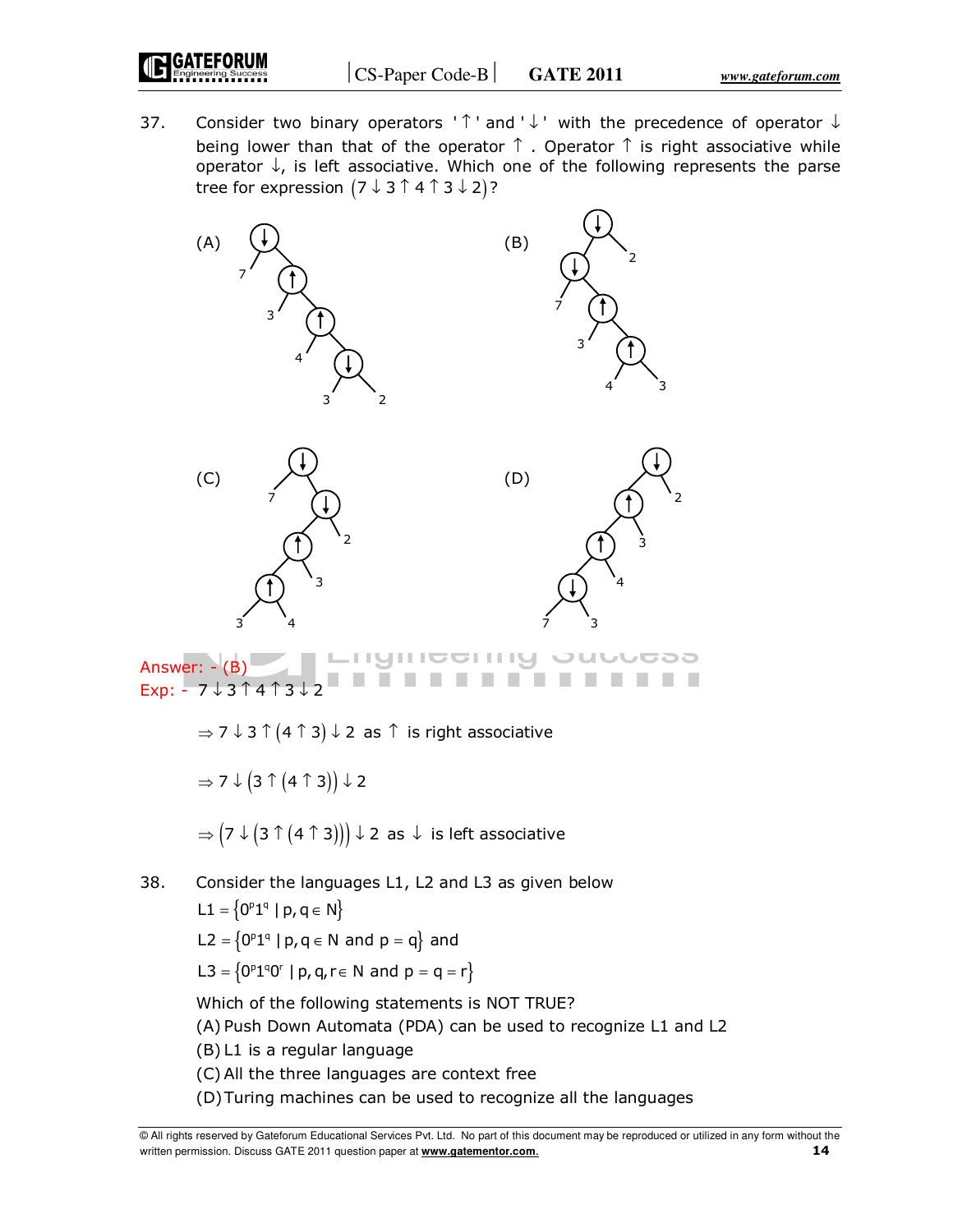37. Consider two binary operators '$\uparrow$' and '$\downarrow$' with the precedence of operator $\downarrow$ being lower than that of the operator $\uparrow$. Operator $\uparrow$ is right associative while operator $\downarrow$, is left associative. Which one of the following represents the parse tree for expression $(7 \downarrow 3 \uparrow 4 \uparrow 3 \downarrow 2)$?

(A)

(B)

(C)

(D)

Answer: - (B)

Exp: - $7 \downarrow 3 \uparrow 4 \uparrow 3 \downarrow 2$

$\Rightarrow 7 \downarrow 3 \uparrow (4 \uparrow 3) \downarrow 2$ as $\uparrow$ is right associative

$\Rightarrow 7 \downarrow \left(3 \uparrow (4 \uparrow 3)\right) \downarrow 2$

$\Rightarrow \left(7 \downarrow \left(3 \uparrow (4 \uparrow 3)\right)\right) \downarrow 2$ as $\downarrow$ is left associative

38. Consider the languages L1, L2 and L3 as given below

$L1 = \{0^p 1^q \mid p, q \in N\}$

$L2 = \{0^p 1^q \mid p, q \in N \text{ and } p = q\}$ and

$L3 = \{0^p 1^q 0^r \mid p, q, r \in N \text{ and } p = q = r\}$

Which of the following statements is NOT TRUE?

(A) Push Down Automata (PDA) can be used to recognize L1 and L2

(B) L1 is a regular language

(C) All the three languages are context free

(D) Turing machines can be used to recognize all the languages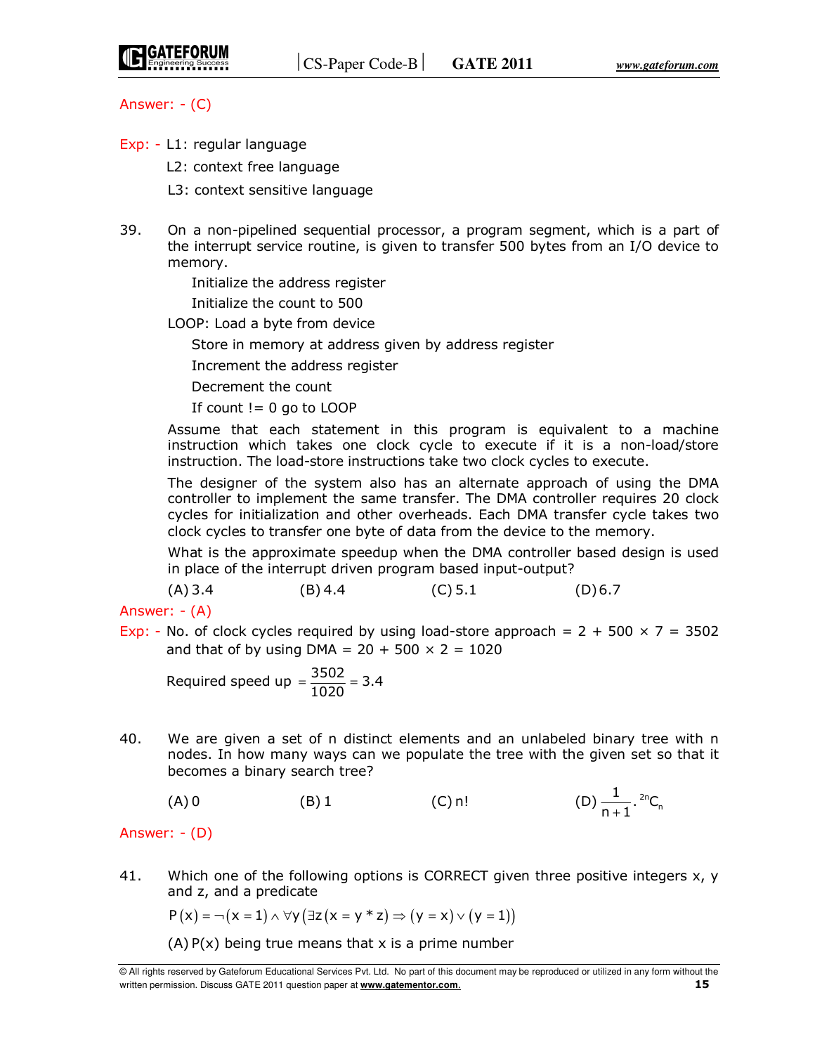Answer: - (C)

Exp: - L1: regular language

L2: context free language

L3: context sensitive language

39. On a non-pipelined sequential processor, a program segment, which is a part of the interrupt service routine, is given to transfer 500 bytes from an I/O device to memory.

```
      Initialize the address register
      Initialize the count to 500
LOOP: Load a byte from device
      Store in memory at address given by address register
      Increment the address register
      Decrement the count
      If count != 0 go to LOOP
```

Assume that each statement in this program is equivalent to a machine instruction which takes one clock cycle to execute if it is a non-load/store instruction. The load-store instructions take two clock cycles to execute.

The designer of the system also has an alternate approach of using the DMA controller to implement the same transfer. The DMA controller requires 20 clock cycles for initialization and other overheads. Each DMA transfer cycle takes two clock cycles to transfer one byte of data from the device to the memory.

What is the approximate speedup when the DMA controller based design is used in place of the interrupt driven program based input-output?

(A) 3.4 (B) 4.4 (C) 5.1 (D) 6.7

Answer: - (A)

Exp: - No. of clock cycles required by using load-store approach = $2 + 500 \times 7 = 3502$ and that of by using DMA = $20 + 500 \times 2 = 1020$

Required speed up $= \frac{3502}{1020} = 3.4$

40. We are given a set of n distinct elements and an unlabeled binary tree with n nodes. In how many ways can we populate the tree with the given set so that it becomes a binary search tree?

(A) 0 (B) 1 (C) n! (D) $\frac{1}{n+1} \cdot {}^{2n}C_n$

Answer: - (D)

41. Which one of the following options is CORRECT given three positive integers x, y and z, and a predicate

$P(x) = \neg(x = 1) \wedge \forall y\left(\exists z\left(x = y * z\right) \Rightarrow (y = x) \vee (y = 1)\right)$

(A) P(x) being true means that x is a prime number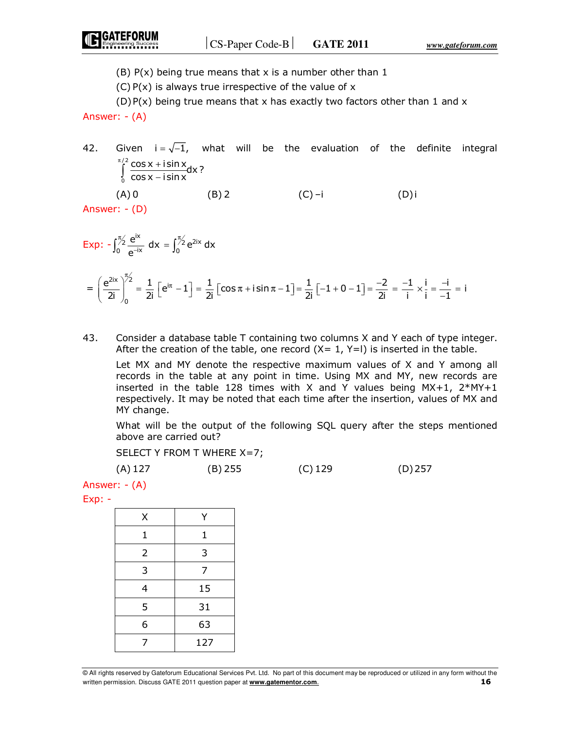(B) P(x) being true means that x is a number other than 1

(C) P(x) is always true irrespective of the value of x

(D) P(x) being true means that x has exactly two factors other than 1 and x

Answer: - (A)

42. Given $i = \sqrt{-1}$, what will be the evaluation of the definite integral $\int_0^{\pi/2} \frac{\cos x + i \sin x}{\cos x - i \sin x} dx$?

(A) 0 (B) 2 (C) –i (D) i

Answer: - (D)

Exp: - $\int_0^{\pi/2} \frac{e^{ix}}{e^{-ix}} dx = \int_0^{\pi/2} e^{2ix} dx$

$$= \left(\frac{e^{2ix}}{2i}\right)_0^{\pi/2} = \frac{1}{2i}\left[e^{i\pi} - 1\right] = \frac{1}{2i}\left[\cos\pi + i\sin\pi - 1\right] = \frac{1}{2i}\left[-1 + 0 - 1\right] = \frac{-2}{2i} = \frac{-1}{i} \times \frac{i}{i} = \frac{-i}{-1} = i$$

43. Consider a database table T containing two columns X and Y each of type integer. After the creation of the table, one record (X= 1, Y=l) is inserted in the table.

Let MX and MY denote the respective maximum values of X and Y among all records in the table at any point in time. Using MX and MY, new records are inserted in the table 128 times with X and Y values being MX+1, 2*MY+1 respectively. It may be noted that each time after the insertion, values of MX and MY change.

What will be the output of the following SQL query after the steps mentioned above are carried out?

```
SELECT Y FROM T WHERE X=7;
```

(A) 127 (B) 255 (C) 129 (D) 257

Answer: - (A)

Exp: -

| X | Y |
|---|---|
| 1 | 1 |
| 2 | 3 |
| 3 | 7 |
| 4 | 15 |
| 5 | 31 |
| 6 | 63 |
| 7 | 127 |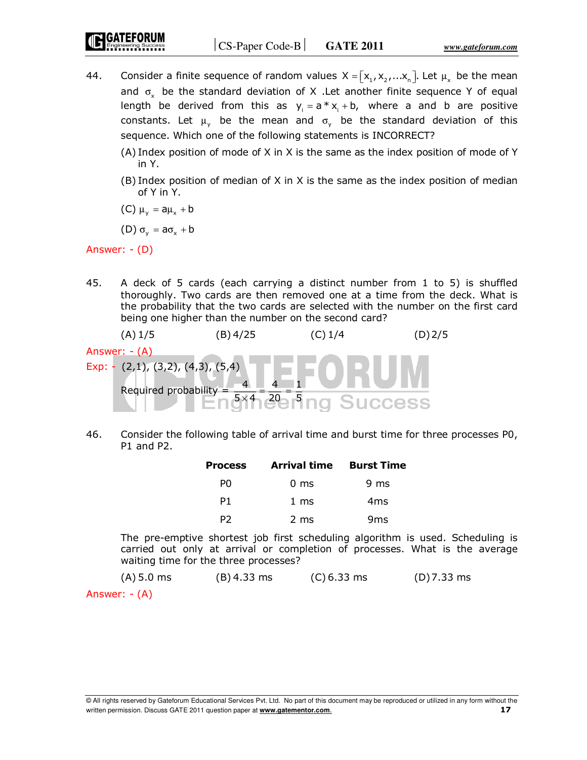44. Consider a finite sequence of random values $X = [x_1, x_2, ... x_n]$. Let $\mu_x$ be the mean and $\sigma_x$ be the standard deviation of X .Let another finite sequence Y of equal length be derived from this as $y_i = a * x_i + b$, where a and b are positive constants. Let $\mu_y$ be the mean and $\sigma_y$ be the standard deviation of this sequence. Which one of the following statements is INCORRECT?

(A) Index position of mode of X in X is the same as the index position of mode of Y in Y.

(B) Index position of median of X in X is the same as the index position of median of Y in Y.

(C) $\mu_y = a\mu_x + b$

(D) $\sigma_y = a\sigma_x + b$

Answer: - (D)

45. A deck of 5 cards (each carrying a distinct number from 1 to 5) is shuffled thoroughly. Two cards are then removed one at a time from the deck. What is the probability that the two cards are selected with the number on the first card being one higher than the number on the second card?

(A) 1/5 (B) 4/25 (C) 1/4 (D) 2/5

Answer: - (A)

Exp: - (2,1), (3,2), (4,3), (5,4)

Required probability $= \frac{4}{5 \times 4} = \frac{4}{20} = \frac{1}{5}$

46. Consider the following table of arrival time and burst time for three processes P0, P1 and P2.

| Process | Arrival time | Burst Time |
|---|---|---|
| P0 | 0 ms | 9 ms |
| P1 | 1 ms | 4ms |
| P2 | 2 ms | 9ms |

The pre-emptive shortest job first scheduling algorithm is used. Scheduling is carried out only at arrival or completion of processes. What is the average waiting time for the three processes?

(A) 5.0 ms (B) 4.33 ms (C) 6.33 ms (D) 7.33 ms

Answer: - (A)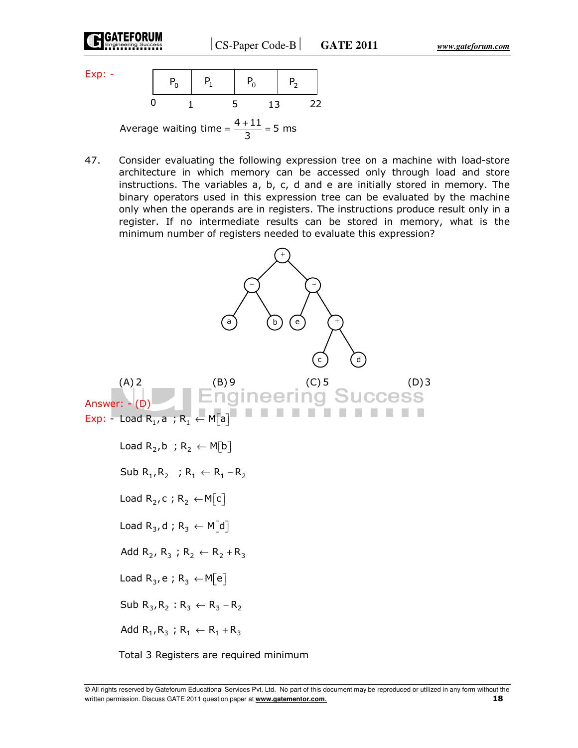Exp: -

| $P_0$ | $P_1$ | $P_0$ | $P_2$ |
|---|---|---|---|

0 &nbsp;&nbsp; 1 &nbsp;&nbsp; 5 &nbsp;&nbsp; 13 &nbsp;&nbsp; 22

$$\text{Average waiting time} = \frac{4+11}{3} = 5 \text{ ms}$$

47. Consider evaluating the following expression tree on a machine with load-store architecture in which memory can be accessed only through load and store instructions. The variables a, b, c, d and e are initially stored in memory. The binary operators used in this expression tree can be evaluated by the machine only when the operands are in registers. The instructions produce result only in a register. If no intermediate results can be stored in memory, what is the minimum number of registers needed to evaluate this expression?

```
            +
          /   \
         −     −
        / \   / \
       a   b e   +
                / \
               c   d
```

(A) 2 &nbsp;&nbsp;&nbsp;&nbsp; (B) 9 &nbsp;&nbsp;&nbsp;&nbsp; (C) 5 &nbsp;&nbsp;&nbsp;&nbsp; (D) 3

Answer: - (D)

Exp: -

Load $R_1, a$ ; $R_1 \leftarrow M[a]$

Load $R_2, b$ ; $R_2 \leftarrow M[b]$

Sub $R_1, R_2$ ; $R_1 \leftarrow R_1 - R_2$

Load $R_2, c$ ; $R_2 \leftarrow M[c]$

Load $R_3, d$ ; $R_3 \leftarrow M[d]$

Add $R_2, R_3$ ; $R_2 \leftarrow R_2 + R_3$

Load $R_3, e$ ; $R_3 \leftarrow M[e]$

Sub $R_3, R_2$ : $R_3 \leftarrow R_3 - R_2$

Add $R_1, R_3$ ; $R_1 \leftarrow R_1 + R_3$

Total 3 Registers are required minimum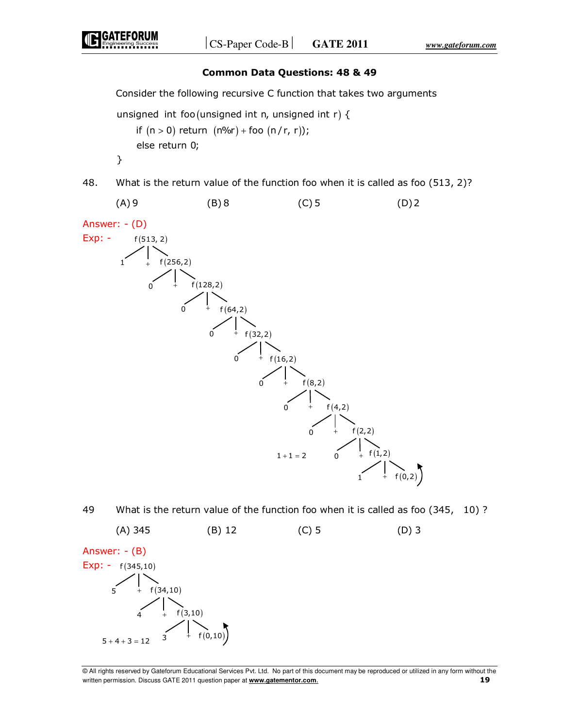### Common Data Questions: 48 & 49

Consider the following recursive C function that takes two arguments

```
unsigned  int foo(unsigned int n, unsigned int r) {
    if (n > 0) return  (n%r) + foo (n/r, r));
    else return 0;
}
```

48. What is the return value of the function foo when it is called as foo (513, 2)?

(A) 9 (B) 8 (C) 5 (D) 2

**Answer: - (D)**

**Exp: -**

```
f(513, 2)
1  +  f(256,2)
      0  +  f(128,2)
            0  +  f(64,2)
                  0  +  f(32,2)
                        0  +  f(16,2)
                              0  +  f(8,2)
                                    0  +  f(4,2)
                                          0  +  f(2,2)
                                                0  +  f(1,2)
                                                      1  +  f(0,2)
```

$1 + 1 = 2$

49. What is the return value of the function foo when it is called as foo (345, 10) ?

(A) 345 (B) 12 (C) 5 (D) 3

**Answer: - (B)**

**Exp: -**

```
f(345,10)
5  +  f(34,10)
      4  +  f(3,10)
            3  +  f(0,10)
```

$5 + 4 + 3 = 12$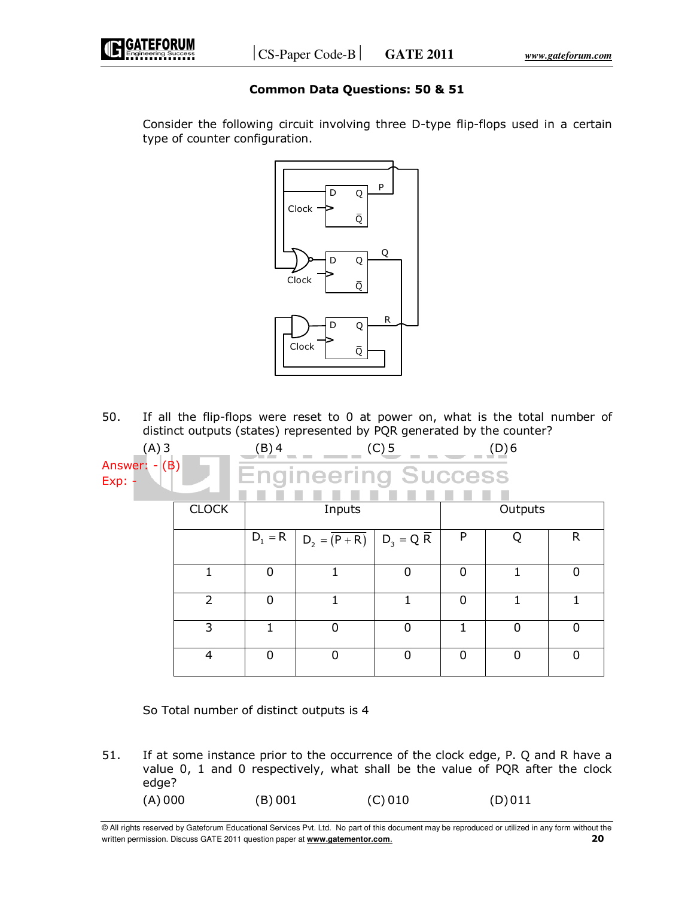### Common Data Questions: 50 & 51

Consider the following circuit involving three D-type flip-flops used in a certain type of counter configuration.

50. If all the flip-flops were reset to 0 at power on, what is the total number of distinct outputs (states) represented by PQR generated by the counter?

(A) 3 (B) 4 (C) 5 (D) 6

Answer: - (B)

Exp: -

| CLOCK | Inputs | | | Outputs | | |
|---|---|---|---|---|---|---|
| | $D_1 = R$ | $D_2 = \overline{(P + R)}$ | $D_3 = Q\,\overline{R}$ | P | Q | R |
| 1 | 0 | 1 | 0 | 0 | 1 | 0 |
| 2 | 0 | 1 | 1 | 0 | 1 | 1 |
| 3 | 1 | 0 | 0 | 1 | 0 | 0 |
| 4 | 0 | 0 | 0 | 0 | 0 | 0 |

So Total number of distinct outputs is 4

51. If at some instance prior to the occurrence of the clock edge, P. Q and R have a value 0, 1 and 0 respectively, what shall be the value of PQR after the clock edge?

(A) 000 (B) 001 (C) 010 (D) 011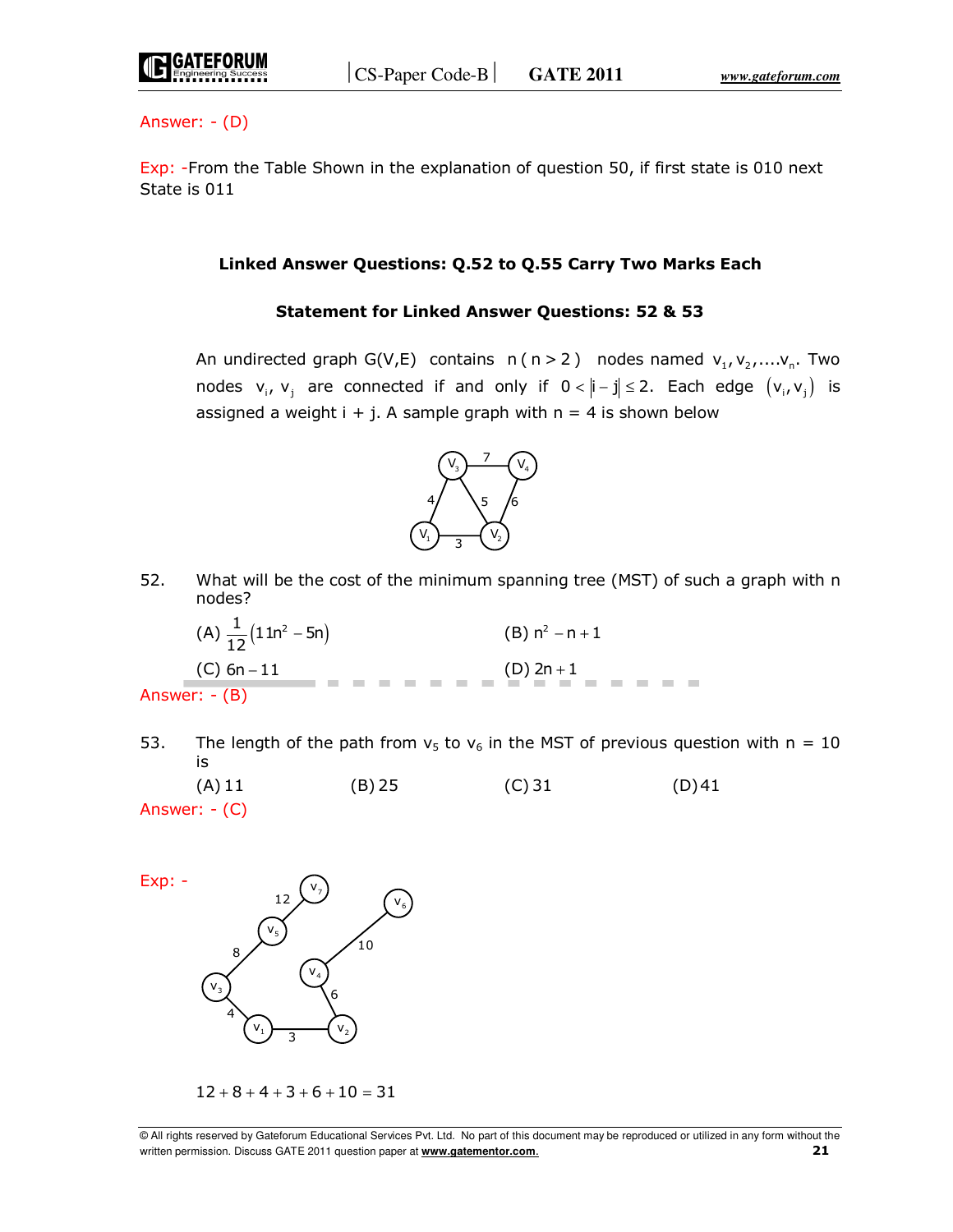Answer: - (D)

Exp: -From the Table Shown in the explanation of question 50, if first state is 010 next State is 011

### Linked Answer Questions: Q.52 to Q.55 Carry Two Marks Each

### Statement for Linked Answer Questions: 52 & 53

An undirected graph G(V,E) contains $n\,(n>2)$ nodes named $v_1, v_2, \ldots v_n$. Two nodes $v_i, v_j$ are connected if and only if $0 < |i-j| \le 2$. Each edge $(v_i, v_j)$ is assigned a weight i + j. A sample graph with n = 4 is shown below

52. What will be the cost of the minimum spanning tree (MST) of such a graph with n nodes?

(A) $\frac{1}{12}(11n^2 - 5n)$ (B) $n^2 - n + 1$

(C) $6n - 11$ (D) $2n + 1$

Answer: - (B)

53. The length of the path from $v_5$ to $v_6$ in the MST of previous question with n = 10 is

(A) 11 (B) 25 (C) 31 (D) 41

Answer: - (C)

Exp: -

$12 + 8 + 4 + 3 + 6 + 10 = 31$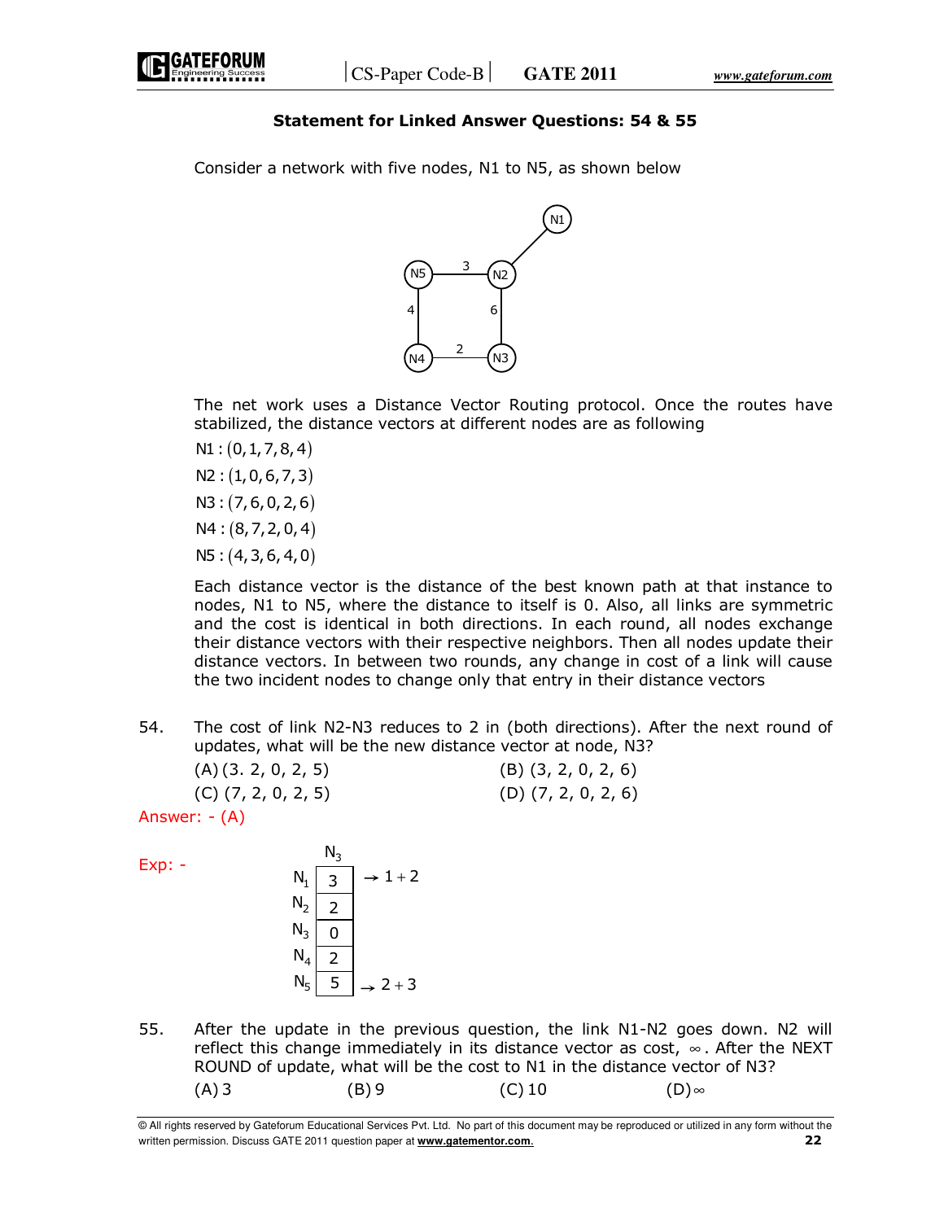**Statement for Linked Answer Questions: 54 & 55**

Consider a network with five nodes, N1 to N5, as shown below

The net work uses a Distance Vector Routing protocol. Once the routes have stabilized, the distance vectors at different nodes are as following

N1 : (0, 1, 7, 8, 4)

N2 : (1, 0, 6, 7, 3)

N3 : (7, 6, 0, 2, 6)

N4 : (8, 7, 2, 0, 4)

N5 : (4, 3, 6, 4, 0)

Each distance vector is the distance of the best known path at that instance to nodes, N1 to N5, where the distance to itself is 0. Also, all links are symmetric and the cost is identical in both directions. In each round, all nodes exchange their distance vectors with their respective neighbors. Then all nodes update their distance vectors. In between two rounds, any change in cost of a link will cause the two incident nodes to change only that entry in their distance vectors

54. The cost of link N2-N3 reduces to 2 in (both directions). After the next round of updates, what will be the new distance vector at node, N3?

(A) (3. 2, 0, 2, 5) (B) (3, 2, 0, 2, 6)

(C) (7, 2, 0, 2, 5) (D) (7, 2, 0, 2, 6)

Answer: - (A)

Exp: -

| | $N_3$ | |
|---|---|---|
| $N_1$ | 3 | $\rightarrow 1+2$ |
| $N_2$ | 2 | |
| $N_3$ | 0 | |
| $N_4$ | 2 | |
| $N_5$ | 5 | $\rightarrow 2+3$ |

55. After the update in the previous question, the link N1-N2 goes down. N2 will reflect this change immediately in its distance vector as cost, $\infty$. After the NEXT ROUND of update, what will be the cost to N1 in the distance vector of N3?

(A) 3 (B) 9 (C) 10 (D) $\infty$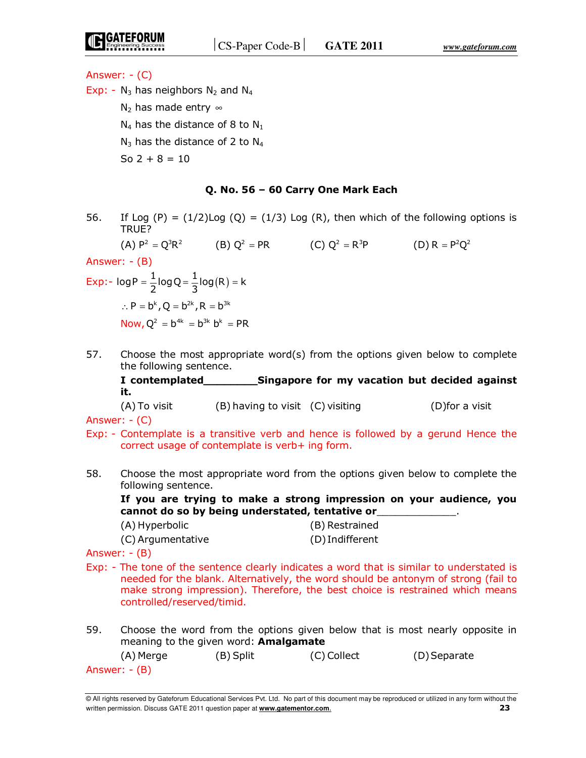Answer: - (C)

Exp: - $N_3$ has neighbors $N_2$ and $N_4$

$N_2$ has made entry $\infty$

$N_4$ has the distance of 8 to $N_1$

$N_3$ has the distance of 2 to $N_4$

So 2 + 8 = 10

### Q. No. 56 – 60 Carry One Mark Each

56. If Log (P) = (1/2)Log (Q) = (1/3) Log (R), then which of the following options is TRUE?

    (A) $P^2 = Q^3R^2$ (B) $Q^2 = PR$ (C) $Q^2 = R^3P$ (D) $R = P^2Q^2$

Answer: - (B)

Exp:- $\log P = \frac{1}{2}\log Q = \frac{1}{3}\log(R) = k$

$\therefore P = b^k, Q = b^{2k}, R = b^{3k}$

Now, $Q^2 = b^{4k} = b^{3k}\, b^k = PR$

57. Choose the most appropriate word(s) from the options given below to complete the following sentence.

    **I contemplated________Singapore for my vacation but decided against it.**

    (A) To visit (B) having to visit (C) visiting (D) for a visit

Answer: - (C)

Exp: - Contemplate is a transitive verb and hence is followed by a gerund Hence the correct usage of contemplate is verb+ ing form.

58. Choose the most appropriate word from the options given below to complete the following sentence.

    **If you are trying to make a strong impression on your audience, you cannot do so by being understated, tentative or_____________.**

    (A) Hyperbolic (B) Restrained
    (C) Argumentative (D) Indifferent

Answer: - (B)

Exp: - The tone of the sentence clearly indicates a word that is similar to understated is needed for the blank. Alternatively, the word should be antonym of strong (fail to make strong impression). Therefore, the best choice is restrained which means controlled/reserved/timid.

59. Choose the word from the options given below that is most nearly opposite in meaning to the given word: **Amalgamate**

    (A) Merge (B) Split (C) Collect (D) Separate

Answer: - (B)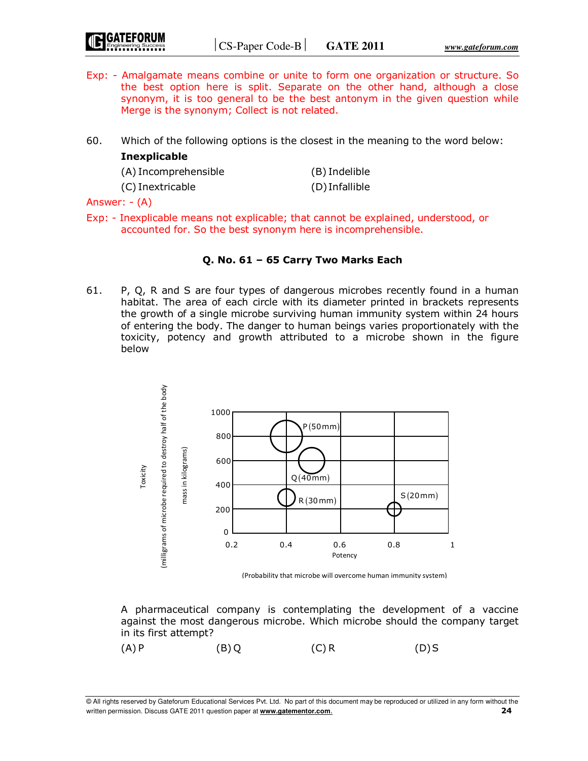Exp: - Amalgamate means combine or unite to form one organization or structure. So the best option here is split. Separate on the other hand, although a close synonym, it is too general to be the best antonym in the given question while Merge is the synonym; Collect is not related.

60. Which of the following options is the closest in the meaning to the word below:

**Inexplicable**

(A) Incomprehensible  (B) Indelible
(C) Inextricable  (D) Infallible

Answer: - (A)

Exp: - Inexplicable means not explicable; that cannot be explained, understood, or accounted for. So the best synonym here is incomprehensible.

### Q. No. 61 – 65 Carry Two Marks Each

61. P, Q, R and S are four types of dangerous microbes recently found in a human habitat. The area of each circle with its diameter printed in brackets represents the growth of a single microbe surviving human immunity system within 24 hours of entering the body. The danger to human beings varies proportionately with the toxicity, potency and growth attributed to a microbe shown in the figure below

Toxicity (milligrams of microbe required to destroy half of the body mass in kilograms)

Potency (Probability that microbe will overcome human immunity system)

P (50mm), Q (40mm), R (30mm), S (20mm)

A pharmaceutical company is contemplating the development of a vaccine against the most dangerous microbe. Which microbe should the company target in its first attempt?

(A) P  (B) Q  (C) R  (D) S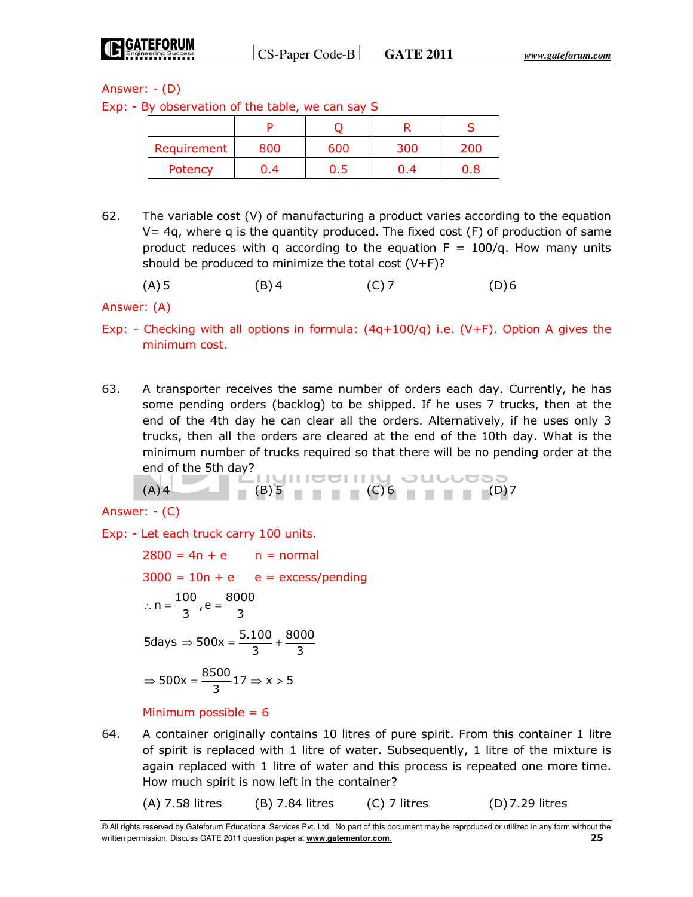Answer: - (D)

Exp: - By observation of the table, we can say S

| | P | Q | R | S |
|---|---|---|---|---|
| Requirement | 800 | 600 | 300 | 200 |
| Potency | 0.4 | 0.5 | 0.4 | 0.8 |

62. The variable cost (V) of manufacturing a product varies according to the equation V= 4q, where q is the quantity produced. The fixed cost (F) of production of same product reduces with q according to the equation F = 100/q. How many units should be produced to minimize the total cost (V+F)?

(A) 5 (B) 4 (C) 7 (D) 6

Answer: (A)

Exp: - Checking with all options in formula: (4q+100/q) i.e. (V+F). Option A gives the minimum cost.

63. A transporter receives the same number of orders each day. Currently, he has some pending orders (backlog) to be shipped. If he uses 7 trucks, then at the end of the 4th day he can clear all the orders. Alternatively, if he uses only 3 trucks, then all the orders are cleared at the end of the 10th day. What is the minimum number of trucks required so that there will be no pending order at the end of the 5th day?

(A) 4 (B) 5 (C) 6 (D) 7

Answer: - (C)

Exp: - Let each truck carry 100 units.

$2800 = 4n + e$   n = normal

$3000 = 10n + e$   e = excess/pending

$\therefore n = \frac{100}{3}, e = \frac{8000}{3}$

$5\text{days} \Rightarrow 500x = \frac{5.100}{3} + \frac{8000}{3}$

$\Rightarrow 500x = \frac{8500}{3} 17 \Rightarrow x > 5$

Minimum possible = 6

64. A container originally contains 10 litres of pure spirit. From this container 1 litre of spirit is replaced with 1 litre of water. Subsequently, 1 litre of the mixture is again replaced with 1 litre of water and this process is repeated one more time. How much spirit is now left in the container?

(A) 7.58 litres (B) 7.84 litres (C) 7 litres (D) 7.29 litres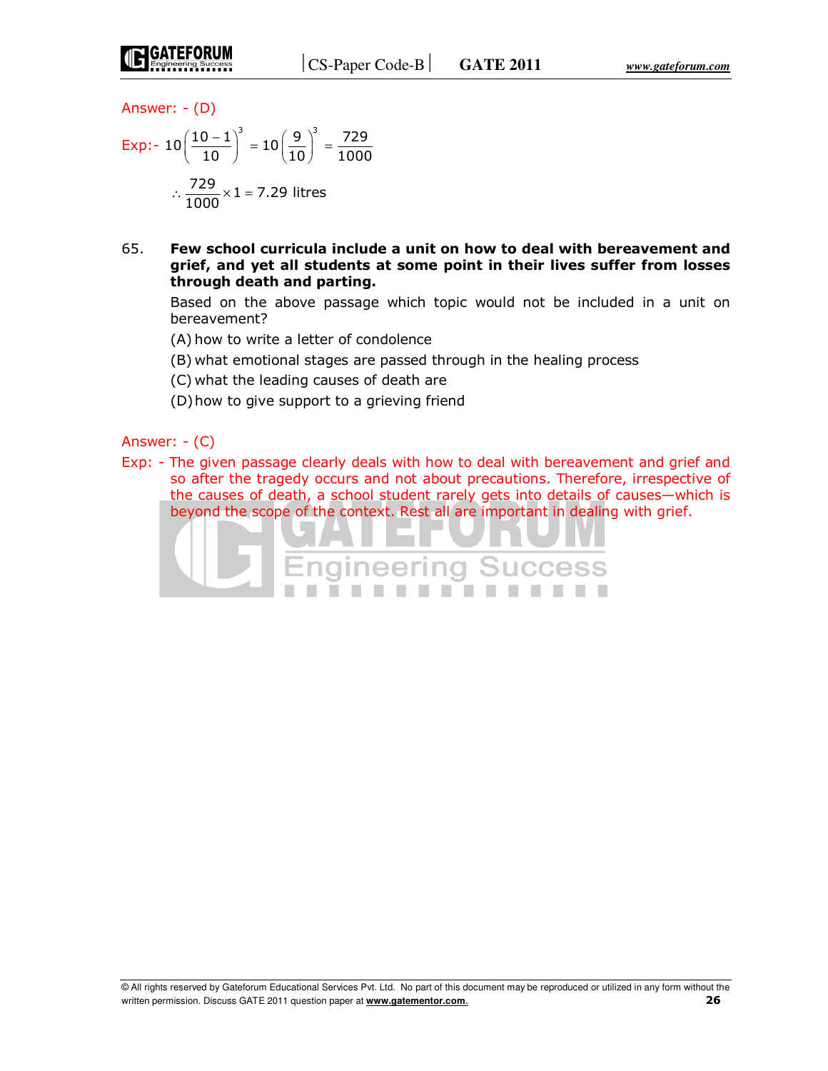Answer: - (D)

Exp:- $10\left(\frac{10-1}{10}\right)^3 = 10\left(\frac{9}{10}\right)^3 = \frac{729}{1000}$

$\therefore \frac{729}{1000} \times 1 = 7.29$ litres

65. **Few school curricula include a unit on how to deal with bereavement and grief, and yet all students at some point in their lives suffer from losses through death and parting.**

Based on the above passage which topic would not be included in a unit on bereavement?

(A) how to write a letter of condolence

(B) what emotional stages are passed through in the healing process

(C) what the leading causes of death are

(D) how to give support to a grieving friend

Answer: - (C)

Exp: - The given passage clearly deals with how to deal with bereavement and grief and so after the tragedy occurs and not about precautions. Therefore, irrespective of the causes of death, a school student rarely gets into details of causes—which is beyond the scope of the context. Rest all are important in dealing with grief.